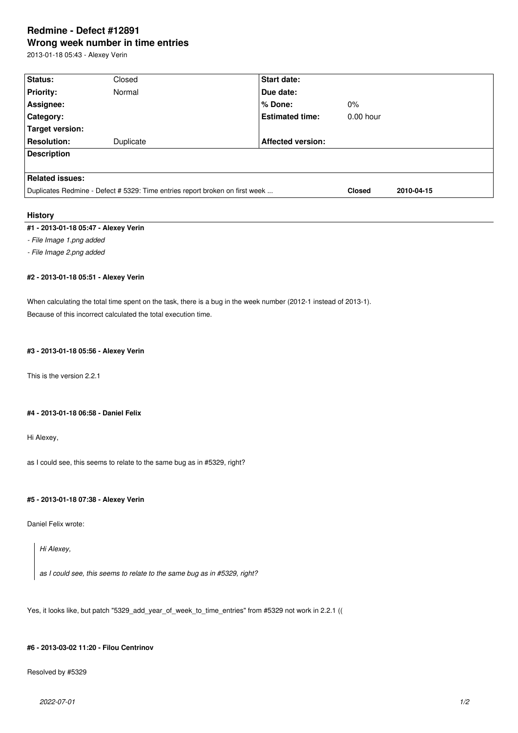# Redmine - Defect #12891

## Wrong week number in time entries

2013-01-18 05:43 - Alexey Verin

| Status: | Closed | Start date: | |
|---|---|---|---|
| Priority: | Normal | Due date: | |
| Assignee: | | % Done: | 0% |
| Category: | | Estimated time: | 0.00 hour |
| Target version: | | | |
| Resolution: | Duplicate | Affected version: | |

**Description**

**Related issues:**

| | | |
|---|---|---|
| Duplicates Redmine - Defect # 5329: Time entries report broken on first week ... | **Closed** | **2010-04-15** |

## History

**#1 - 2013-01-18 05:47 - Alexey Verin**

*- File Image 1.png added*

*- File Image 2.png added*

**#2 - 2013-01-18 05:51 - Alexey Verin**

When calculating the total time spent on the task, there is a bug in the week number (2012-1 instead of 2013-1).
Because of this incorrect calculated the total execution time.

**#3 - 2013-01-18 05:56 - Alexey Verin**

This is the version 2.2.1

**#4 - 2013-01-18 06:58 - Daniel Felix**

Hi Alexey,

as I could see, this seems to relate to the same bug as in #5329, right?

**#5 - 2013-01-18 07:38 - Alexey Verin**

Daniel Felix wrote:

> *Hi Alexey,*
>
> *as I could see, this seems to relate to the same bug as in #5329, right?*

Yes, it looks like, but patch "5329_add_year_of_week_to_time_entries" from #5329 not work in 2.2.1 ((

**#6 - 2013-03-02 11:20 - Filou Centrinov**

Resolved by #5329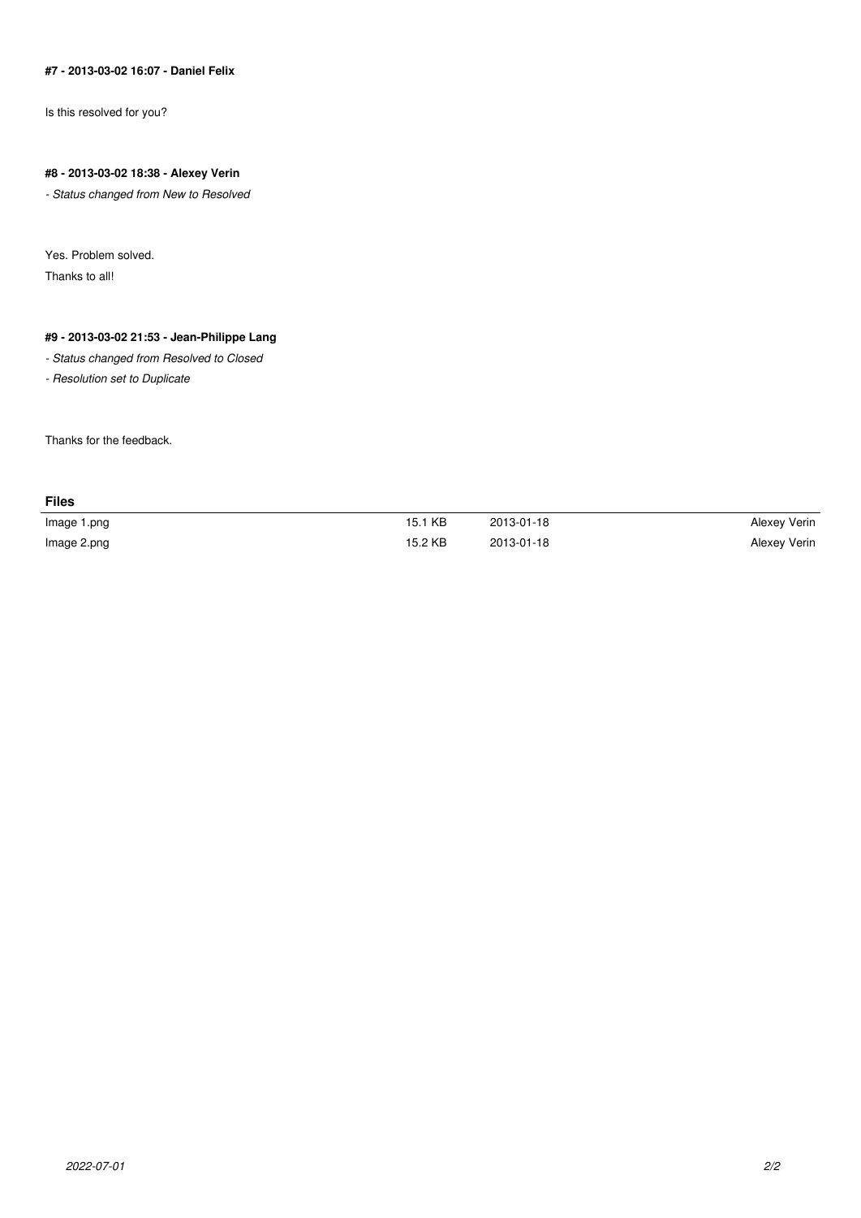#### #7 - 2013-03-02 16:07 - Daniel Felix

Is this resolved for you?

#### #8 - 2013-03-02 18:38 - Alexey Verin

*- Status changed from New to Resolved*

Yes. Problem solved.

Thanks to all!

#### #9 - 2013-03-02 21:53 - Jean-Philippe Lang

*- Status changed from Resolved to Closed*

*- Resolution set to Duplicate*

Thanks for the feedback.

### Files

| | | | |
|---|---|---|---|
| Image 1.png | 15.1 KB | 2013-01-18 | Alexey Verin |
| Image 2.png | 15.2 KB | 2013-01-18 | Alexey Verin |